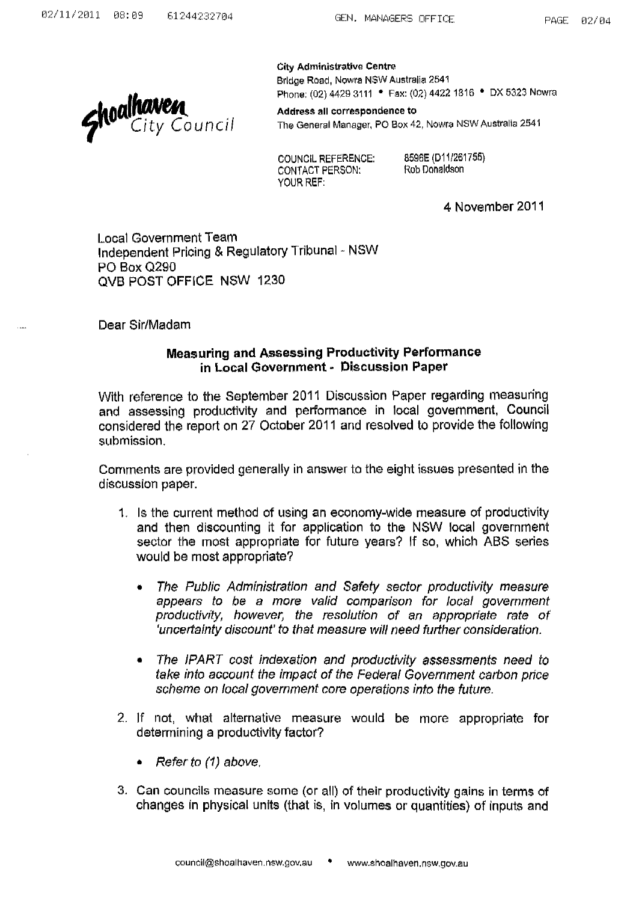Shoalhaven City Council

**City Administrative Centre**
Bridge Road, Nowra NSW Australia 2541
Phone: (02) 4429 3111 • Fax: (02) 4422 1816 • DX 5323 Nowra

**Address all correspondence to**
The General Manager, PO Box 42, Nowra NSW Australia 2541

COUNCIL REFERENCE: 8596E (D11/261756)
CONTACT PERSON: Rob Donaldson
YOUR REF:

4 November 2011

Local Government Team
Independent Pricing & Regulatory Tribunal - NSW
PO Box Q290
QVB POST OFFICE NSW 1230

Dear Sir/Madam

**Measuring and Assessing Productivity Performance in Local Government - Discussion Paper**

With reference to the September 2011 Discussion Paper regarding measuring and assessing productivity and performance in local government, Council considered the report on 27 October 2011 and resolved to provide the following submission.

Comments are provided generally in answer to the eight issues presented in the discussion paper.

1. Is the current method of using an economy-wide measure of productivity and then discounting it for application to the NSW local government sector the most appropriate for future years? If so, which ABS series would be most appropriate?

   - *The Public Administration and Safety sector productivity measure appears to be a more valid comparison for local government productivity, however, the resolution of an appropriate rate of 'uncertainty discount' to that measure will need further consideration.*

   - *The IPART cost indexation and productivity assessments need to take into account the impact of the Federal Government carbon price scheme on local government core operations into the future.*

2. If not, what alternative measure would be more appropriate for determining a productivity factor?

   - *Refer to (1) above.*

3. Can councils measure some (or all) of their productivity gains in terms of changes in physical units (that is, in volumes or quantities) of inputs and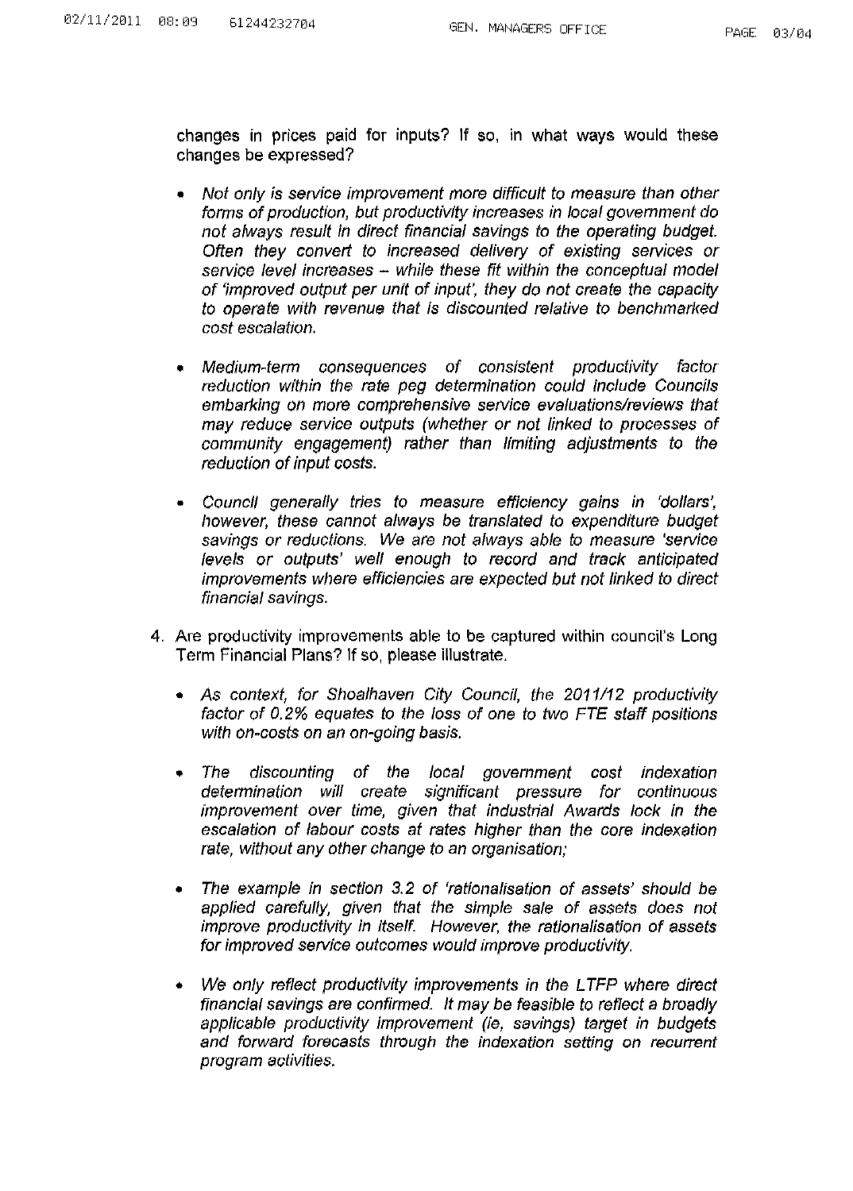changes in prices paid for inputs? If so, in what ways would these changes be expressed?

- *Not only is service improvement more difficult to measure than other forms of production, but productivity increases in local government do not always result in direct financial savings to the operating budget. Often they convert to increased delivery of existing services or service level increases – while these fit within the conceptual model of 'improved output per unit of input', they do not create the capacity to operate with revenue that is discounted relative to benchmarked cost escalation.*

- *Medium-term consequences of consistent productivity factor reduction within the rate peg determination could include Councils embarking on more comprehensive service evaluations/reviews that may reduce service outputs (whether or not linked to processes of community engagement) rather than limiting adjustments to the reduction of input costs.*

- *Council generally tries to measure efficiency gains in 'dollars', however, these cannot always be translated to expenditure budget savings or reductions. We are not always able to measure 'service levels or outputs' well enough to record and track anticipated improvements where efficiencies are expected but not linked to direct financial savings.*

4. Are productivity improvements able to be captured within council's Long Term Financial Plans? If so, please illustrate.

   - *As context, for Shoalhaven City Council, the 2011/12 productivity factor of 0.2% equates to the loss of one to two FTE staff positions with on-costs on an on-going basis.*

   - *The discounting of the local government cost indexation determination will create significant pressure for continuous improvement over time, given that industrial Awards lock in the escalation of labour costs at rates higher than the core indexation rate, without any other change to an organisation;*

   - *The example in section 3.2 of 'rationalisation of assets' should be applied carefully, given that the simple sale of assets does not improve productivity in itself. However, the rationalisation of assets for improved service outcomes would improve productivity.*

   - *We only reflect productivity improvements in the LTFP where direct financial savings are confirmed. It may be feasible to reflect a broadly applicable productivity improvement (ie, savings) target in budgets and forward forecasts through the indexation setting on recurrent program activities.*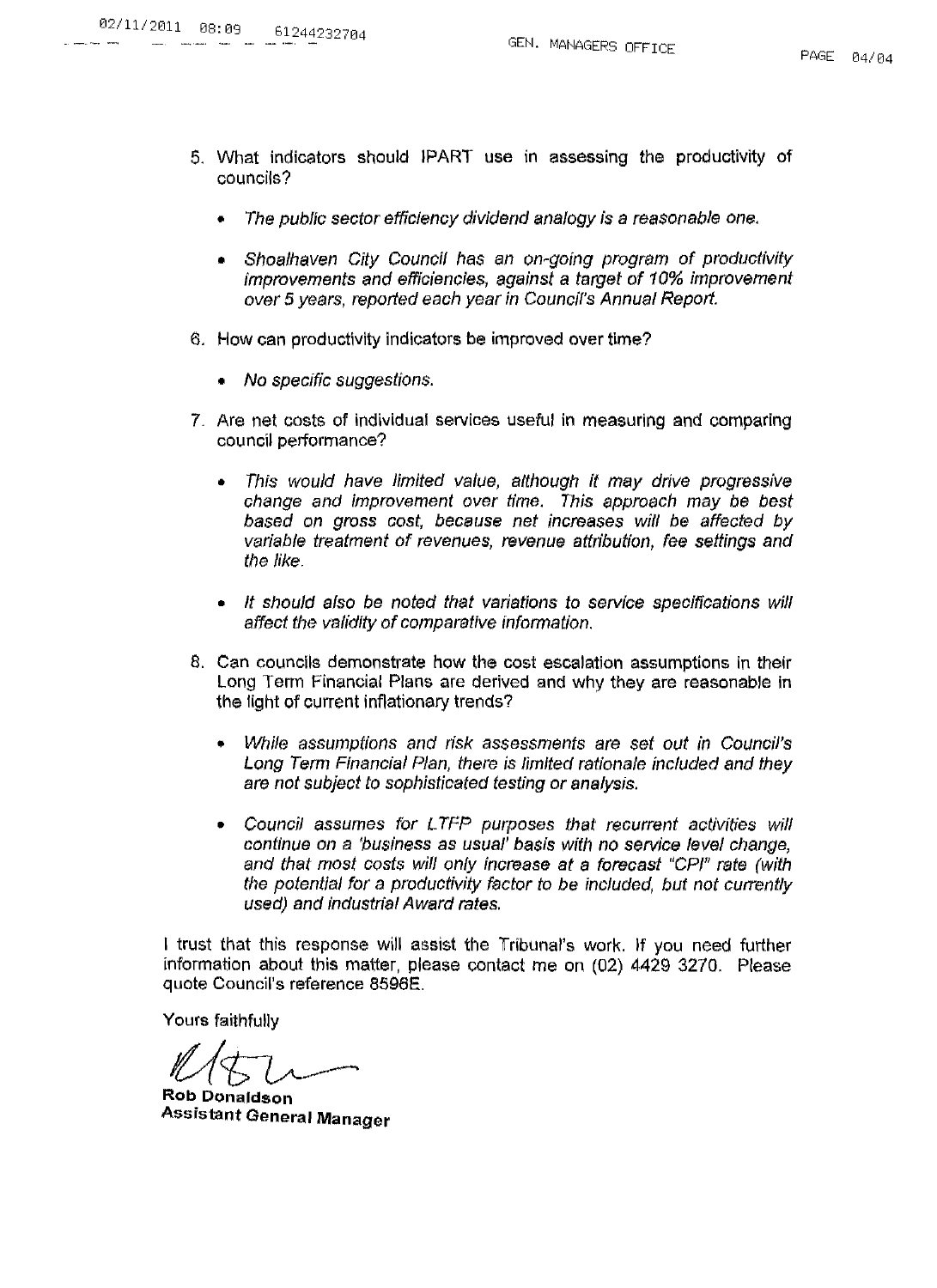5. What indicators should IPART use in assessing the productivity of councils?

    - *The public sector efficiency dividend analogy is a reasonable one.*

    - *Shoalhaven City Council has an on-going program of productivity improvements and efficiencies, against a target of 10% improvement over 5 years, reported each year in Council's Annual Report.*

6. How can productivity indicators be improved over time?

    - *No specific suggestions.*

7. Are net costs of individual services useful in measuring and comparing council performance?

    - *This would have limited value, although it may drive progressive change and improvement over time. This approach may be best based on gross cost, because net increases will be affected by variable treatment of revenues, revenue attribution, fee settings and the like.*

    - *It should also be noted that variations to service specifications will affect the validity of comparative information.*

8. Can councils demonstrate how the cost escalation assumptions in their Long Term Financial Plans are derived and why they are reasonable in the light of current inflationary trends?

    - *While assumptions and risk assessments are set out in Council's Long Term Financial Plan, there is limited rationale included and they are not subject to sophisticated testing or analysis.*

    - *Council assumes for LTFP purposes that recurrent activities will continue on a 'business as usual' basis with no service level change, and that most costs will only increase at a forecast "CPI" rate (with the potential for a productivity factor to be included, but not currently used) and industrial Award rates.*

I trust that this response will assist the Tribunal's work. If you need further information about this matter, please contact me on (02) 4429 3270. Please quote Council's reference 8596E.

Yours faithfully

**Rob Donaldson**
**Assistant General Manager**